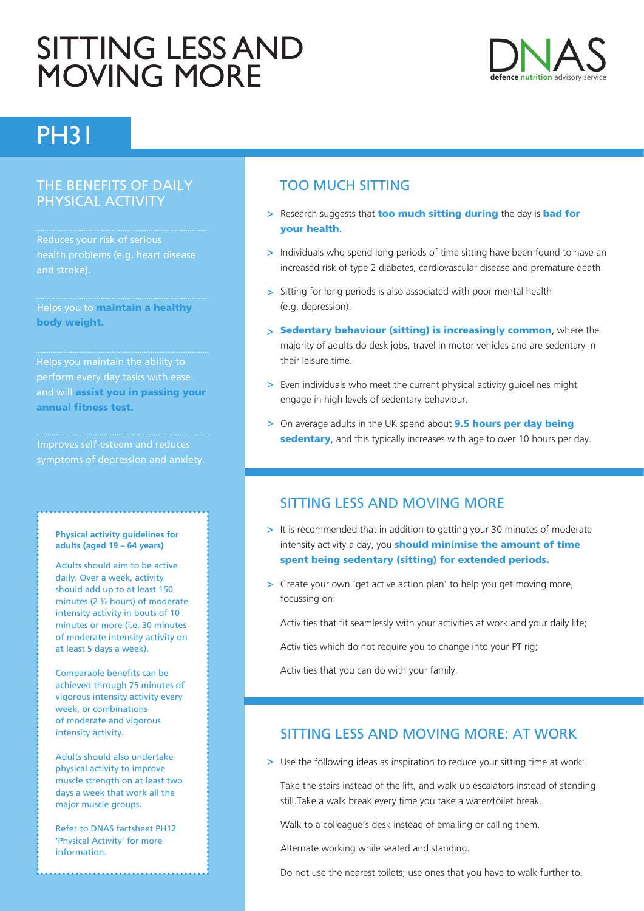# SITTING LESS AND MOVING MORE

DNAS defence nutrition advisory service

## PH31

### THE BENEFITS OF DAILY PHYSICAL ACTIVITY

Reduces your risk of serious health problems (e.g. heart disease and stroke).

Helps you to **maintain a healthy body weight.**

Helps you maintain the ability to perform every day tasks with ease and will **assist you in passing your annual fitness test.**

Improves self-esteem and reduces symptoms of depression and anxiety.

**Physical activity guidelines for adults (aged 19 – 64 years)**

Adults should aim to be active daily. Over a week, activity should add up to at least 150 minutes (2 ½ hours) of moderate intensity activity in bouts of 10 minutes or more (i.e. 30 minutes of moderate intensity activity on at least 5 days a week).

Comparable benefits can be achieved through 75 minutes of vigorous intensity activity every week, or combinations of moderate and vigorous intensity activity.

Adults should also undertake physical activity to improve muscle strength on at least two days a week that work all the major muscle groups.

Refer to DNAS factsheet PH12 'Physical Activity' for more information.

### TOO MUCH SITTING

- Research suggests that **too much sitting during** the day is **bad for your health**.
- Individuals who spend long periods of time sitting have been found to have an increased risk of type 2 diabetes, cardiovascular disease and premature death.
- Sitting for long periods is also associated with poor mental health (e.g. depression).
- **Sedentary behaviour (sitting) is increasingly common**, where the majority of adults do desk jobs, travel in motor vehicles and are sedentary in their leisure time.
- Even individuals who meet the current physical activity guidelines might engage in high levels of sedentary behaviour.
- On average adults in the UK spend about **9.5 hours per day being sedentary**, and this typically increases with age to over 10 hours per day.

### SITTING LESS AND MOVING MORE

- It is recommended that in addition to getting your 30 minutes of moderate intensity activity a day, you **should minimise the amount of time spent being sedentary (sitting) for extended periods.**
- Create your own 'get active action plan' to help you get moving more, focussing on:

  Activities that fit seamlessly with your activities at work and your daily life;

  Activities which do not require you to change into your PT rig;

  Activities that you can do with your family.

### SITTING LESS AND MOVING MORE: AT WORK

- Use the following ideas as inspiration to reduce your sitting time at work:

  Take the stairs instead of the lift, and walk up escalators instead of standing still.Take a walk break every time you take a water/toilet break.

  Walk to a colleague's desk instead of emailing or calling them.

  Alternate working while seated and standing.

  Do not use the nearest toilets; use ones that you have to walk further to.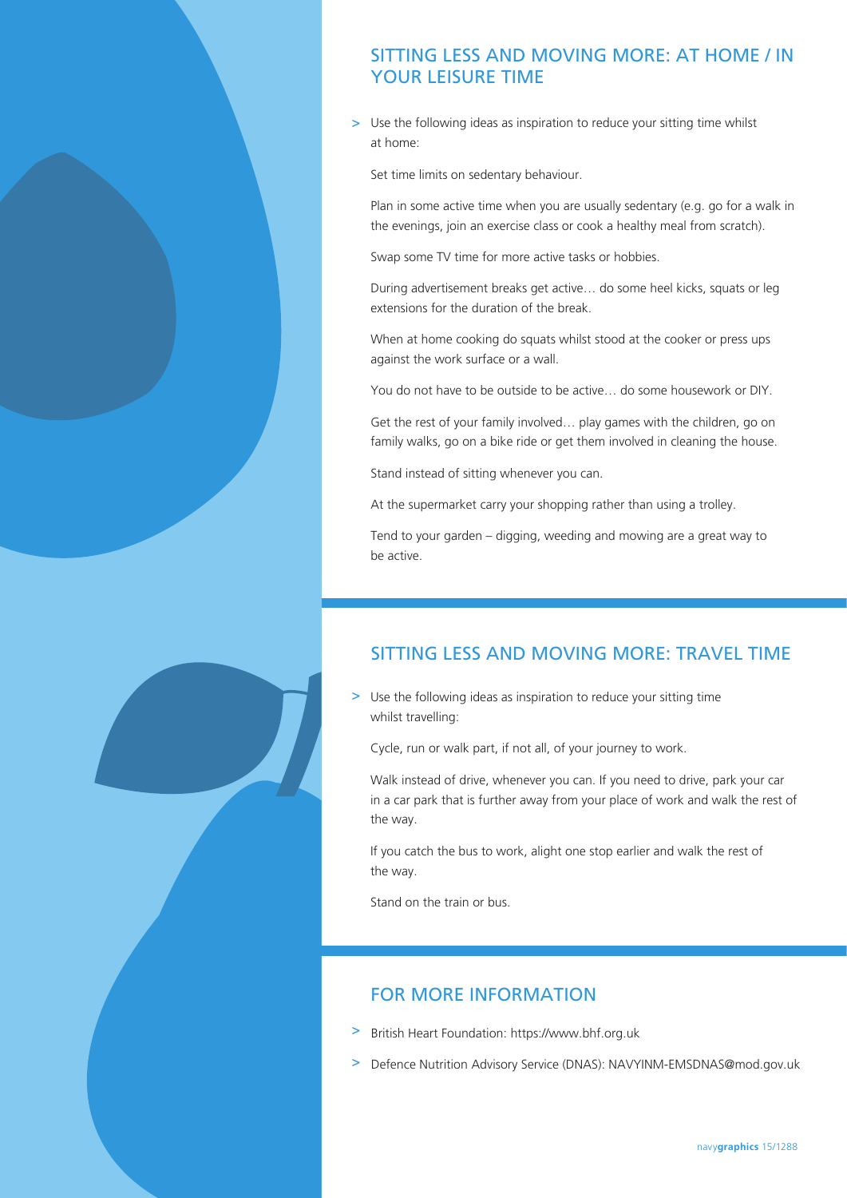## SITTING LESS AND MOVING MORE: AT HOME / IN YOUR LEISURE TIME

> Use the following ideas as inspiration to reduce your sitting time whilst at home:

Set time limits on sedentary behaviour.

Plan in some active time when you are usually sedentary (e.g. go for a walk in the evenings, join an exercise class or cook a healthy meal from scratch).

Swap some TV time for more active tasks or hobbies.

During advertisement breaks get active… do some heel kicks, squats or leg extensions for the duration of the break.

When at home cooking do squats whilst stood at the cooker or press ups against the work surface or a wall.

You do not have to be outside to be active… do some housework or DIY.

Get the rest of your family involved… play games with the children, go on family walks, go on a bike ride or get them involved in cleaning the house.

Stand instead of sitting whenever you can.

At the supermarket carry your shopping rather than using a trolley.

Tend to your garden – digging, weeding and mowing are a great way to be active.

## SITTING LESS AND MOVING MORE: TRAVEL TIME

> Use the following ideas as inspiration to reduce your sitting time whilst travelling:

Cycle, run or walk part, if not all, of your journey to work.

Walk instead of drive, whenever you can. If you need to drive, park your car in a car park that is further away from your place of work and walk the rest of the way.

If you catch the bus to work, alight one stop earlier and walk the rest of the way.

Stand on the train or bus.

## FOR MORE INFORMATION

> British Heart Foundation: https://www.bhf.org.uk

> Defence Nutrition Advisory Service (DNAS): NAVYINM-EMSDNAS@mod.gov.uk

navy**graphics** 15/1288